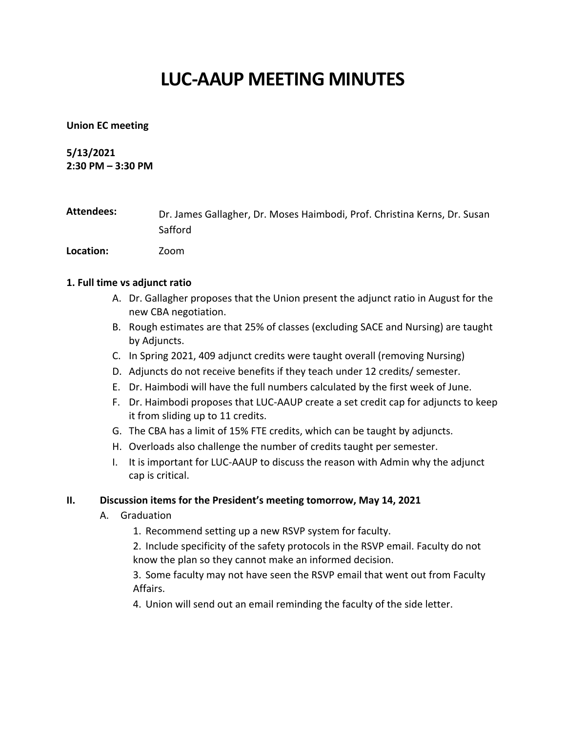# LUC-AAUP MEETING MINUTES

**Union EC meeting**

**5/13/2021**
**2:30 PM – 3:30 PM**

**Attendees:** Dr. James Gallagher, Dr. Moses Haimbodi, Prof. Christina Kerns, Dr. Susan Safford

**Location:** Zoom

**1. Full time vs adjunct ratio**

A. Dr. Gallagher proposes that the Union present the adjunct ratio in August for the new CBA negotiation.
B. Rough estimates are that 25% of classes (excluding SACE and Nursing) are taught by Adjuncts.
C. In Spring 2021, 409 adjunct credits were taught overall (removing Nursing)
D. Adjuncts do not receive benefits if they teach under 12 credits/ semester.
E. Dr. Haimbodi will have the full numbers calculated by the first week of June.
F. Dr. Haimbodi proposes that LUC-AAUP create a set credit cap for adjuncts to keep it from sliding up to 11 credits.
G. The CBA has a limit of 15% FTE credits, which can be taught by adjuncts.
H. Overloads also challenge the number of credits taught per semester.
I. It is important for LUC-AAUP to discuss the reason with Admin why the adjunct cap is critical.

**II. Discussion items for the President's meeting tomorrow, May 14, 2021**

A. Graduation
1. Recommend setting up a new RSVP system for faculty.
2. Include specificity of the safety protocols in the RSVP email. Faculty do not know the plan so they cannot make an informed decision.
3. Some faculty may not have seen the RSVP email that went out from Faculty Affairs.
4. Union will send out an email reminding the faculty of the side letter.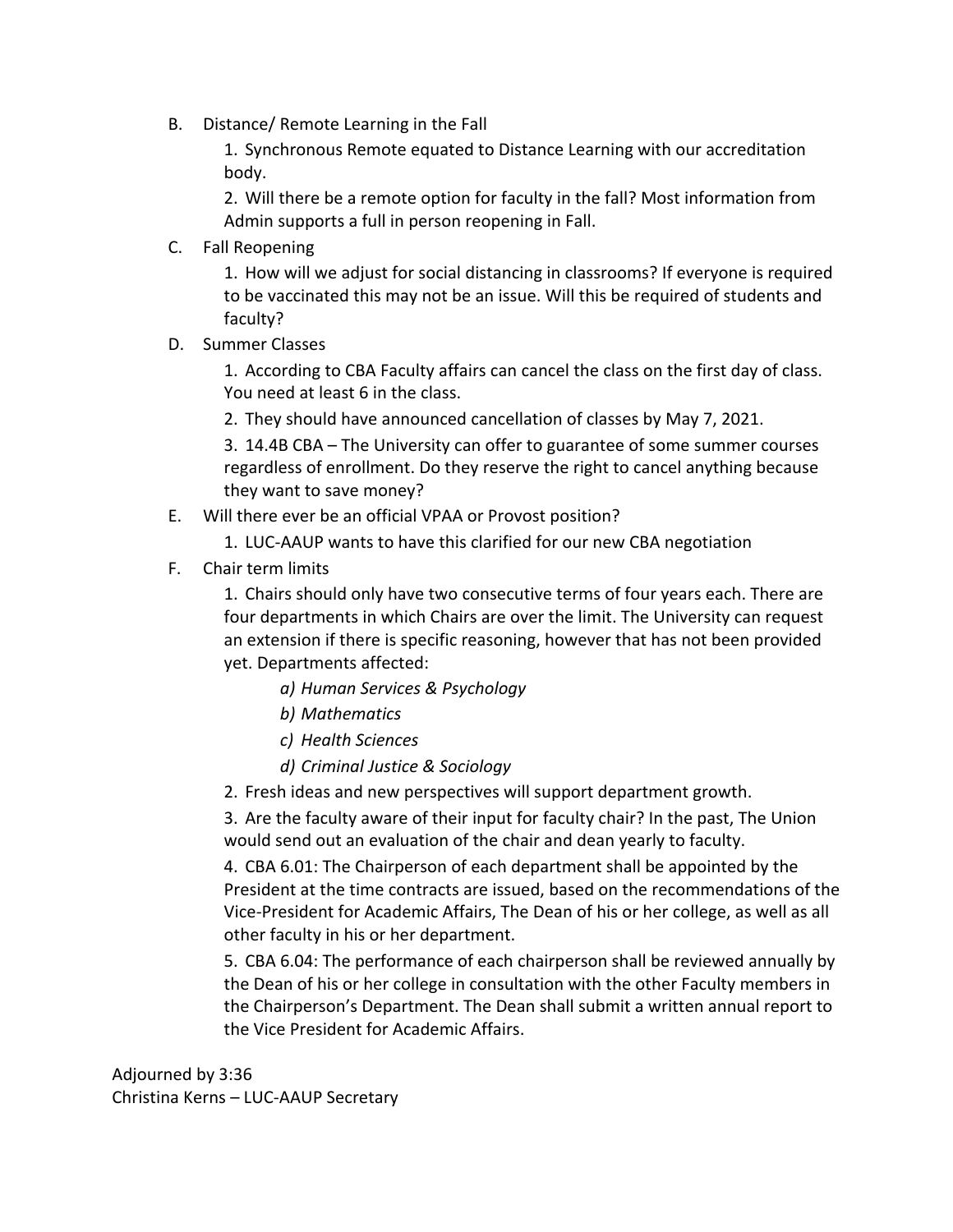B. Distance/ Remote Learning in the Fall

1. Synchronous Remote equated to Distance Learning with our accreditation body.
2. Will there be a remote option for faculty in the fall? Most information from Admin supports a full in person reopening in Fall.

C. Fall Reopening

1. How will we adjust for social distancing in classrooms? If everyone is required to be vaccinated this may not be an issue. Will this be required of students and faculty?

D. Summer Classes

1. According to CBA Faculty affairs can cancel the class on the first day of class. You need at least 6 in the class.
2. They should have announced cancellation of classes by May 7, 2021.
3. 14.4B CBA – The University can offer to guarantee of some summer courses regardless of enrollment. Do they reserve the right to cancel anything because they want to save money?

E. Will there ever be an official VPAA or Provost position?

1. LUC-AAUP wants to have this clarified for our new CBA negotiation

F. Chair term limits

1. Chairs should only have two consecutive terms of four years each. There are four departments in which Chairs are over the limit. The University can request an extension if there is specific reasoning, however that has not been provided yet. Departments affected:
   - *a) Human Services & Psychology*
   - *b) Mathematics*
   - *c) Health Sciences*
   - *d) Criminal Justice & Sociology*
2. Fresh ideas and new perspectives will support department growth.
3. Are the faculty aware of their input for faculty chair? In the past, The Union would send out an evaluation of the chair and dean yearly to faculty.
4. CBA 6.01: The Chairperson of each department shall be appointed by the President at the time contracts are issued, based on the recommendations of the Vice-President for Academic Affairs, The Dean of his or her college, as well as all other faculty in his or her department.
5. CBA 6.04: The performance of each chairperson shall be reviewed annually by the Dean of his or her college in consultation with the other Faculty members in the Chairperson's Department. The Dean shall submit a written annual report to the Vice President for Academic Affairs.

Adjourned by 3:36

Christina Kerns – LUC-AAUP Secretary